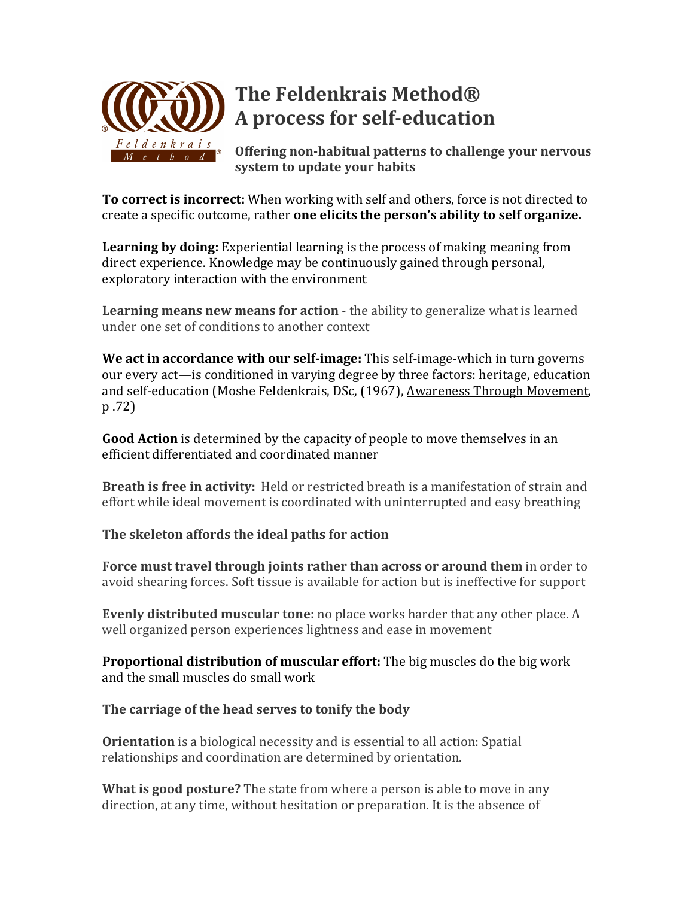# The Feldenkrais Method®
# A process for self-education

**Offering non-habitual patterns to challenge your nervous system to update your habits**

**To correct is incorrect:** When working with self and others, force is not directed to create a specific outcome, rather **one elicits the person's ability to self organize.**

**Learning by doing:** Experiential learning is the process of making meaning from direct experience. Knowledge may be continuously gained through personal, exploratory interaction with the environment

**Learning means new means for action** - the ability to generalize what is learned under one set of conditions to another context

**We act in accordance with our self-image:** This self-image-which in turn governs our every act—is conditioned in varying degree by three factors: heritage, education and self-education (Moshe Feldenkrais, DSc, (1967), Awareness Through Movement, p .72)

**Good Action** is determined by the capacity of people to move themselves in an efficient differentiated and coordinated manner

**Breath is free in activity:** Held or restricted breath is a manifestation of strain and effort while ideal movement is coordinated with uninterrupted and easy breathing

**The skeleton affords the ideal paths for action**

**Force must travel through joints rather than across or around them** in order to avoid shearing forces. Soft tissue is available for action but is ineffective for support

**Evenly distributed muscular tone:** no place works harder that any other place. A well organized person experiences lightness and ease in movement

**Proportional distribution of muscular effort:** The big muscles do the big work and the small muscles do small work

**The carriage of the head serves to tonify the body**

**Orientation** is a biological necessity and is essential to all action: Spatial relationships and coordination are determined by orientation.

**What is good posture?** The state from where a person is able to move in any direction, at any time, without hesitation or preparation. It is the absence of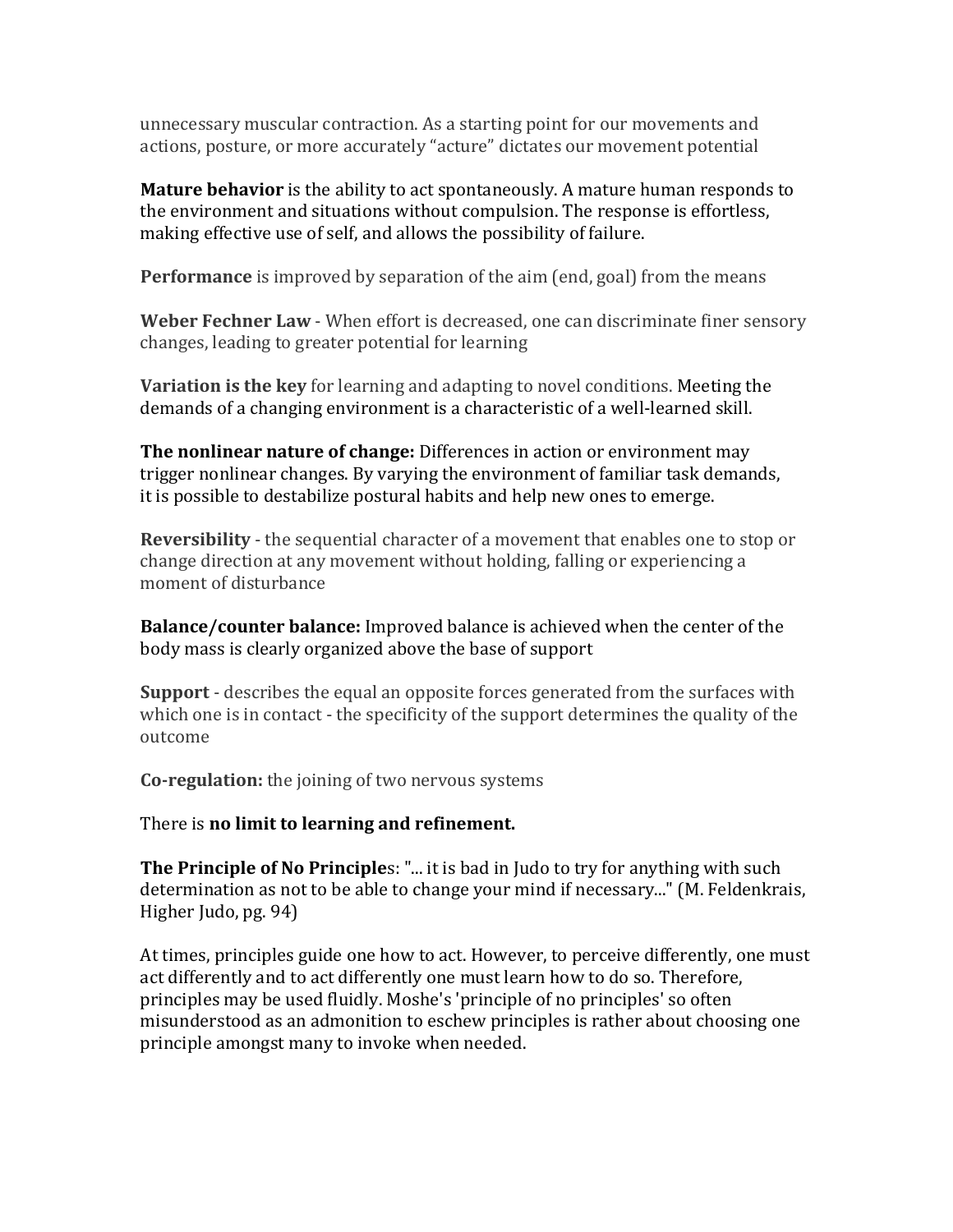unnecessary muscular contraction. As a starting point for our movements and actions, posture, or more accurately "acture" dictates our movement potential

**Mature behavior** is the ability to act spontaneously. A mature human responds to the environment and situations without compulsion. The response is effortless, making effective use of self, and allows the possibility of failure.

**Performance** is improved by separation of the aim (end, goal) from the means

**Weber Fechner Law** - When effort is decreased, one can discriminate finer sensory changes, leading to greater potential for learning

**Variation is the key** for learning and adapting to novel conditions. Meeting the demands of a changing environment is a characteristic of a well-learned skill.

**The nonlinear nature of change:** Differences in action or environment may trigger nonlinear changes. By varying the environment of familiar task demands, it is possible to destabilize postural habits and help new ones to emerge.

**Reversibility** - the sequential character of a movement that enables one to stop or change direction at any movement without holding, falling or experiencing a moment of disturbance

**Balance/counter balance:** Improved balance is achieved when the center of the body mass is clearly organized above the base of support

**Support** - describes the equal an opposite forces generated from the surfaces with which one is in contact - the specificity of the support determines the quality of the outcome

**Co-regulation:** the joining of two nervous systems

There is **no limit to learning and refinement.**

**The Principle of No Principle**s: "... it is bad in Judo to try for anything with such determination as not to be able to change your mind if necessary..." (M. Feldenkrais, Higher Judo, pg. 94)

At times, principles guide one how to act. However, to perceive differently, one must act differently and to act differently one must learn how to do so. Therefore, principles may be used fluidly. Moshe's 'principle of no principles' so often misunderstood as an admonition to eschew principles is rather about choosing one principle amongst many to invoke when needed.